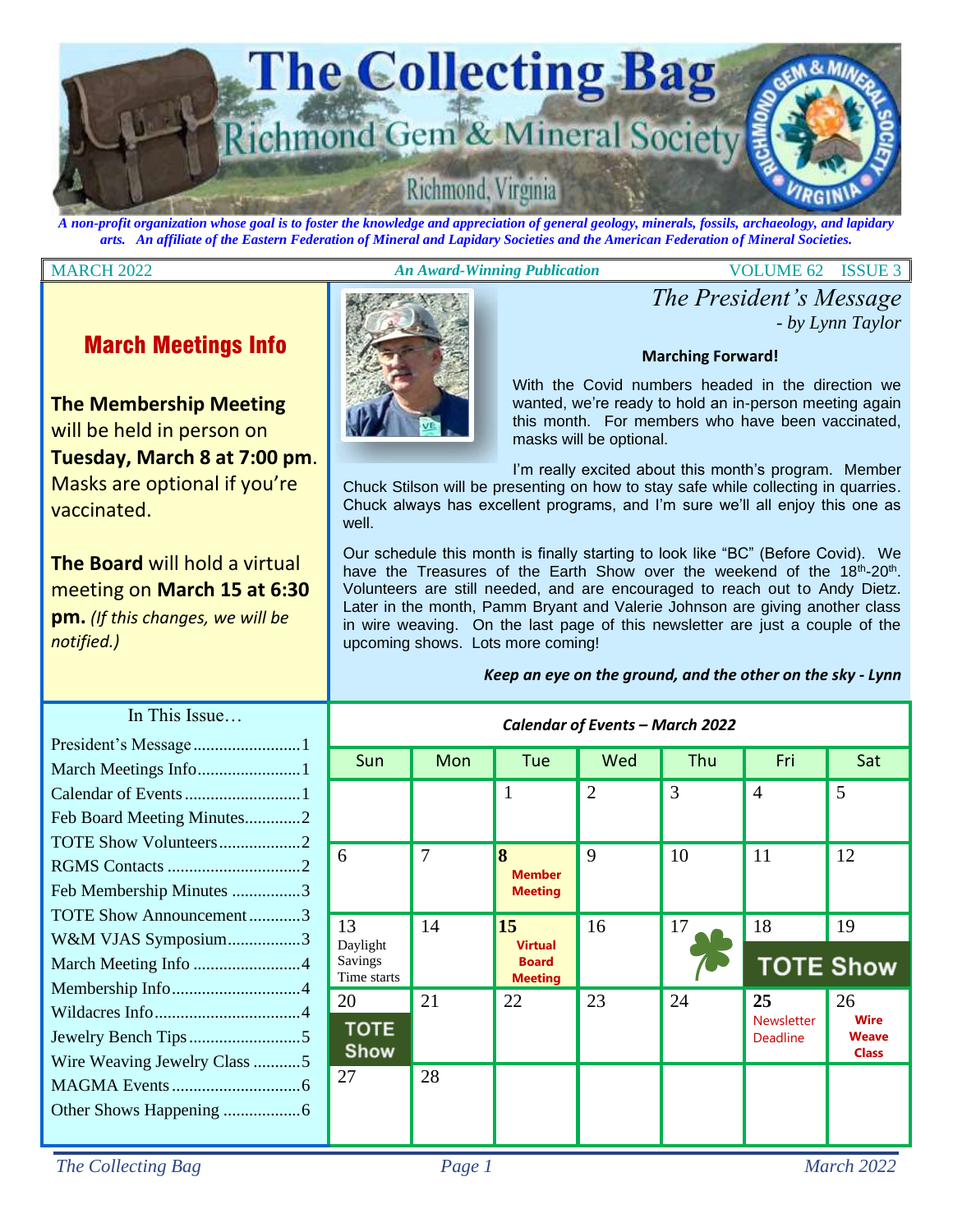# The Collecting Bag

## Richmond Gem & Mineral Society

Richmond, Virginia

*A non-profit organization whose goal is to foster the knowledge and appreciation of general geology, minerals, fossils, archaeology, and lapidary arts. An affiliate of the Eastern Federation of Mineral and Lapidary Societies and the American Federation of Mineral Societies.*

MARCH 2022 | *An Award-Winning Publication* | VOLUME 62 ISSUE 3

## March Meetings Info

**The Membership Meeting** will be held in person on **Tuesday, March 8 at 7:00 pm**. Masks are optional if you're vaccinated.

**The Board** will hold a virtual meeting on **March 15 at 6:30 pm.** *(If this changes, we will be notified.)*

## *The President's Message*

*- by Lynn Taylor*

**Marching Forward!**

With the Covid numbers headed in the direction we wanted, we're ready to hold an in-person meeting again this month. For members who have been vaccinated, masks will be optional.

I'm really excited about this month's program. Member Chuck Stilson will be presenting on how to stay safe while collecting in quarries. Chuck always has excellent programs, and I'm sure we'll all enjoy this one as well.

Our schedule this month is finally starting to look like "BC" (Before Covid). We have the Treasures of the Earth Show over the weekend of the 18th-20th. Volunteers are still needed, and are encouraged to reach out to Andy Dietz. Later in the month, Pamm Bryant and Valerie Johnson are giving another class in wire weaving. On the last page of this newsletter are just a couple of the upcoming shows. Lots more coming!

***Keep an eye on the ground, and the other on the sky - Lynn***

### In This Issue…

- President's Message ........................1
- March Meetings Info........................1
- Calendar of Events ...........................1
- Feb Board Meeting Minutes.............2
- TOTE Show Volunteers...................2
- RGMS Contacts ...............................2
- Feb Membership Minutes ................3
- TOTE Show Announcement............3
- W&M VJAS Symposium.................3
- March Meeting Info .........................4
- Membership Info..............................4
- Wildacres Info..................................4
- Jewelry Bench Tips..........................5
- Wire Weaving Jewelry Class ...........5
- MAGMA Events..............................6
- Other Shows Happening ..................6

### *Calendar of Events – March 2022*

| Sun | Mon | Tue | Wed | Thu | Fri | Sat |
|---|---|---|---|---|---|---|
| | | 1 | 2 | 3 | 4 | 5 |
| 6 | 7 | **8** Member Meeting | 9 | 10 | 11 | 12 |
| 13 Daylight Savings Time starts | 14 | **15** Virtual Board Meeting | 16 | 17 | 18 TOTE Show | 19 TOTE Show |
| 20 TOTE Show | 21 | 22 | 23 | 24 | **25** Newsletter Deadline | 26 Wire Weave Class |
| 27 | 28 | | | | | |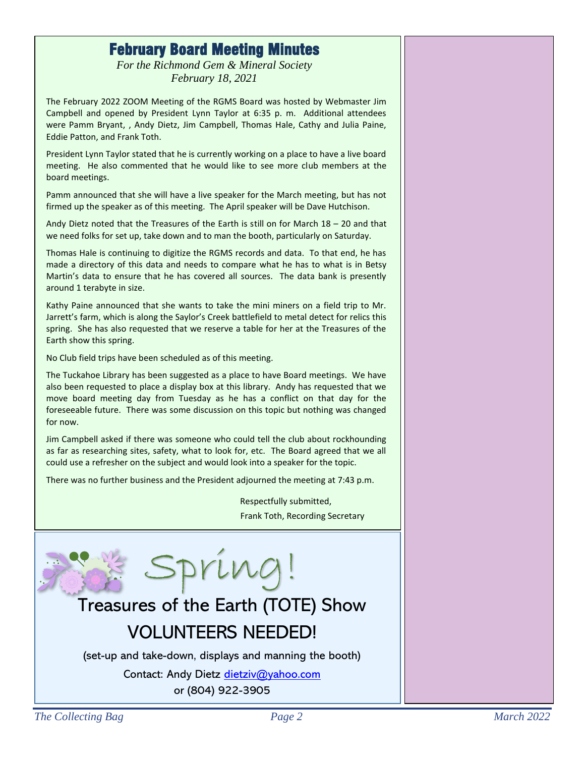# February Board Meeting Minutes

*For the Richmond Gem & Mineral Society*
*February 18, 2021*

The February 2022 ZOOM Meeting of the RGMS Board was hosted by Webmaster Jim Campbell and opened by President Lynn Taylor at 6:35 p. m. Additional attendees were Pamm Bryant, , Andy Dietz, Jim Campbell, Thomas Hale, Cathy and Julia Paine, Eddie Patton, and Frank Toth.

President Lynn Taylor stated that he is currently working on a place to have a live board meeting. He also commented that he would like to see more club members at the board meetings.

Pamm announced that she will have a live speaker for the March meeting, but has not firmed up the speaker as of this meeting. The April speaker will be Dave Hutchison.

Andy Dietz noted that the Treasures of the Earth is still on for March 18 – 20 and that we need folks for set up, take down and to man the booth, particularly on Saturday.

Thomas Hale is continuing to digitize the RGMS records and data. To that end, he has made a directory of this data and needs to compare what he has to what is in Betsy Martin's data to ensure that he has covered all sources. The data bank is presently around 1 terabyte in size.

Kathy Paine announced that she wants to take the mini miners on a field trip to Mr. Jarrett's farm, which is along the Saylor's Creek battlefield to metal detect for relics this spring. She has also requested that we reserve a table for her at the Treasures of the Earth show this spring.

No Club field trips have been scheduled as of this meeting.

The Tuckahoe Library has been suggested as a place to have Board meetings. We have also been requested to place a display box at this library. Andy has requested that we move board meeting day from Tuesday as he has a conflict on that day for the foreseeable future. There was some discussion on this topic but nothing was changed for now.

Jim Campbell asked if there was someone who could tell the club about rockhounding as far as researching sites, safety, what to look for, etc. The Board agreed that we all could use a refresher on the subject and would look into a speaker for the topic.

There was no further business and the President adjourned the meeting at 7:43 p.m.

Respectfully submitted,
Frank Toth, Recording Secretary

---

## Spring!

## Treasures of the Earth (TOTE) Show

## VOLUNTEERS NEEDED!

(set-up and take-down, displays and manning the booth)

Contact: Andy Dietz dietziv@yahoo.com
or (804) 922-3905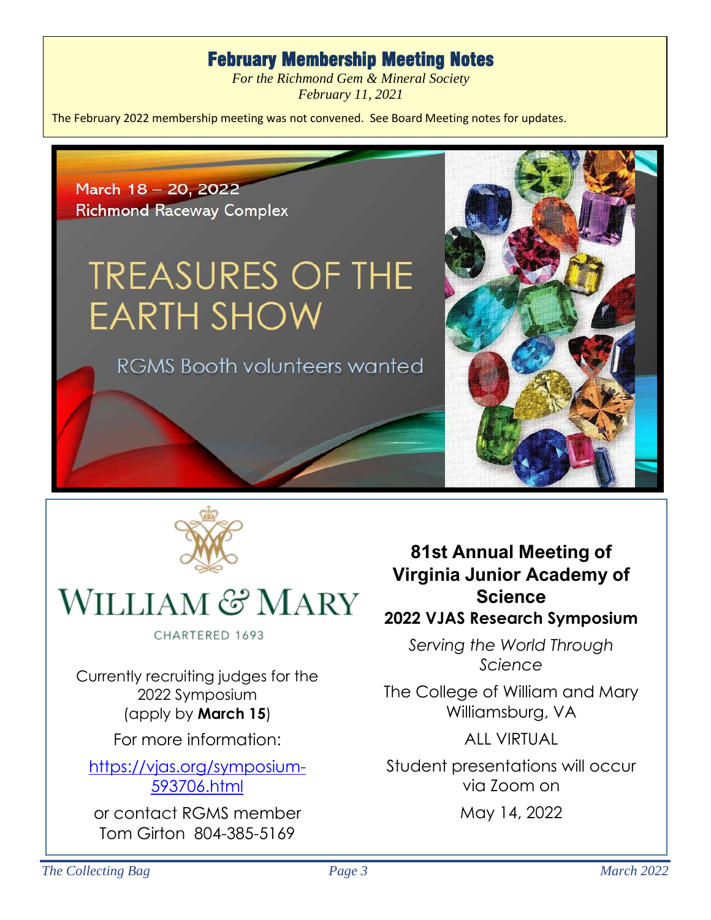## February Membership Meeting Notes

*For the Richmond Gem & Mineral Society*
*February 11, 2021*

The February 2022 membership meeting was not convened. See Board Meeting notes for updates.

March 18 – 20, 2022
Richmond Raceway Complex

# TREASURES OF THE EARTH SHOW

RGMS Booth volunteers wanted

WILLIAM & MARY

CHARTERED 1693

Currently recruiting judges for the 2022 Symposium (apply by **March 15**)

For more information:

https://vjas.org/symposium-593706.html

or contact RGMS member Tom Girton 804-385-5169

### 81st Annual Meeting of Virginia Junior Academy of Science

### 2022 VJAS Research Symposium

*Serving the World Through Science*

The College of William and Mary
Williamsburg, VA

ALL VIRTUAL

Student presentations will occur via Zoom on

May 14, 2022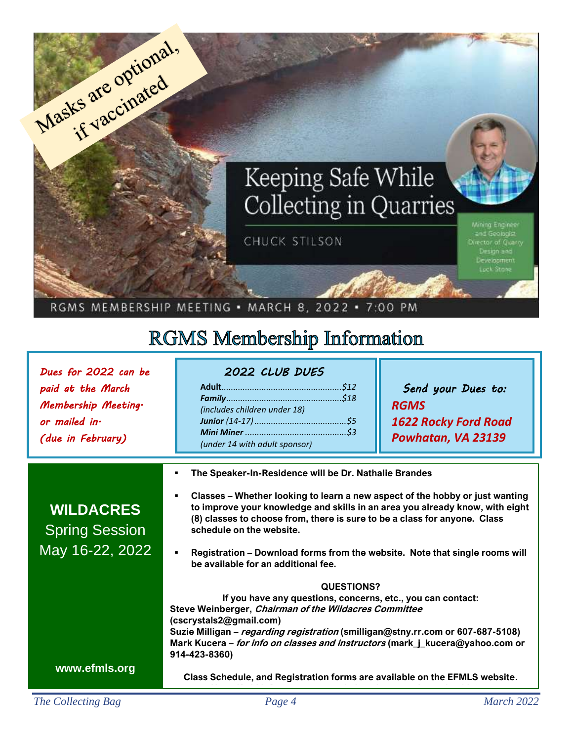Masks are optional, if vaccinated

# Keeping Safe While Collecting in Quarries

CHUCK STILSON

Mining Engineer and Geologist Director of Quarry Design and Development Luck Stone

RGMS MEMBERSHIP MEETING ▪ MARCH 8, 2022 ▪ 7:00 PM

# RGMS Membership Information

*Dues for 2022 can be paid at the March Membership Meeting. or mailed in. (due in February)*

### *2022 CLUB DUES*

| | |
|---|---|
| **Adult** | $12 |
| ***Family*** | $18 |
| *(includes children under 18)* | |
| ***Junior*** *(14-17)* | $5 |
| ***Mini Miner*** | $3 |
| *(under 14 with adult sponsor)* | |

***Send your Dues to:***

***RGMS***
***1622 Rocky Ford Road***
***Powhatan, VA 23139***

## WILDACRES
Spring Session
May 16-22, 2022

www.efmls.org

- **The Speaker-In-Residence will be Dr. Nathalie Brandes**
- **Classes – Whether looking to learn a new aspect of the hobby or just wanting to improve your knowledge and skills in an area you already know, with eight (8) classes to choose from, there is sure to be a class for anyone. Class schedule on the website.**
- **Registration – Download forms from the website. Note that single rooms will be available for an additional fee.**

**QUESTIONS?**

**If you have any questions, concerns, etc., you can contact:**

**Steve Weinberger, *Chairman of the Wildacres Committee* (cscrystals2@gmail.com)**
**Suzie Milligan – *regarding registration* (smilligan@stny.rr.com or 607-687-5108)**
**Mark Kucera – *for info on classes and instructors* (mark_j_kucera@yahoo.com or 914-423-8360)**

**Class Schedule, and Registration forms are available on the EFMLS website.**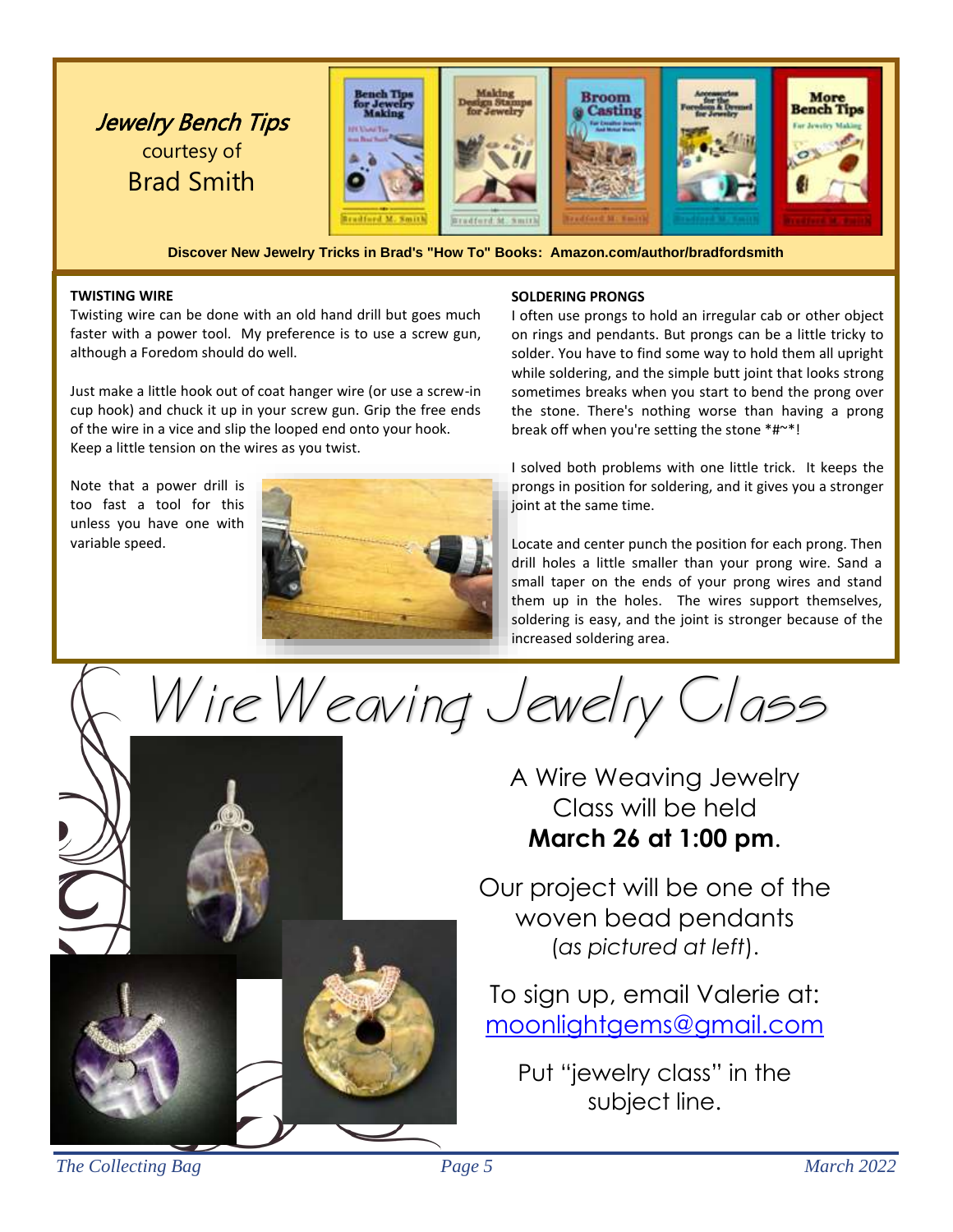# Jewelry Bench Tips

courtesy of

Brad Smith

**Discover New Jewelry Tricks in Brad's "How To" Books: Amazon.com/author/bradfordsmith**

**TWISTING WIRE**

Twisting wire can be done with an old hand drill but goes much faster with a power tool. My preference is to use a screw gun, although a Foredom should do well.

Just make a little hook out of coat hanger wire (or use a screw-in cup hook) and chuck it up in your screw gun. Grip the free ends of the wire in a vice and slip the looped end onto your hook. Keep a little tension on the wires as you twist.

Note that a power drill is too fast a tool for this unless you have one with variable speed.

**SOLDERING PRONGS**

I often use prongs to hold an irregular cab or other object on rings and pendants. But prongs can be a little tricky to solder. You have to find some way to hold them all upright while soldering, and the simple butt joint that looks strong sometimes breaks when you start to bend the prong over the stone. There's nothing worse than having a prong break off when you're setting the stone *#~*!

I solved both problems with one little trick. It keeps the prongs in position for soldering, and it gives you a stronger joint at the same time.

Locate and center punch the position for each prong. Then drill holes a little smaller than your prong wire. Sand a small taper on the ends of your prong wires and stand them up in the holes. The wires support themselves, soldering is easy, and the joint is stronger because of the increased soldering area.

# Wire Weaving Jewelry Class

A Wire Weaving Jewelry Class will be held **March 26 at 1:00 pm**.

Our project will be one of the woven bead pendants (*as pictured at left*).

To sign up, email Valerie at: moonlightgems@gmail.com

Put "jewelry class" in the subject line.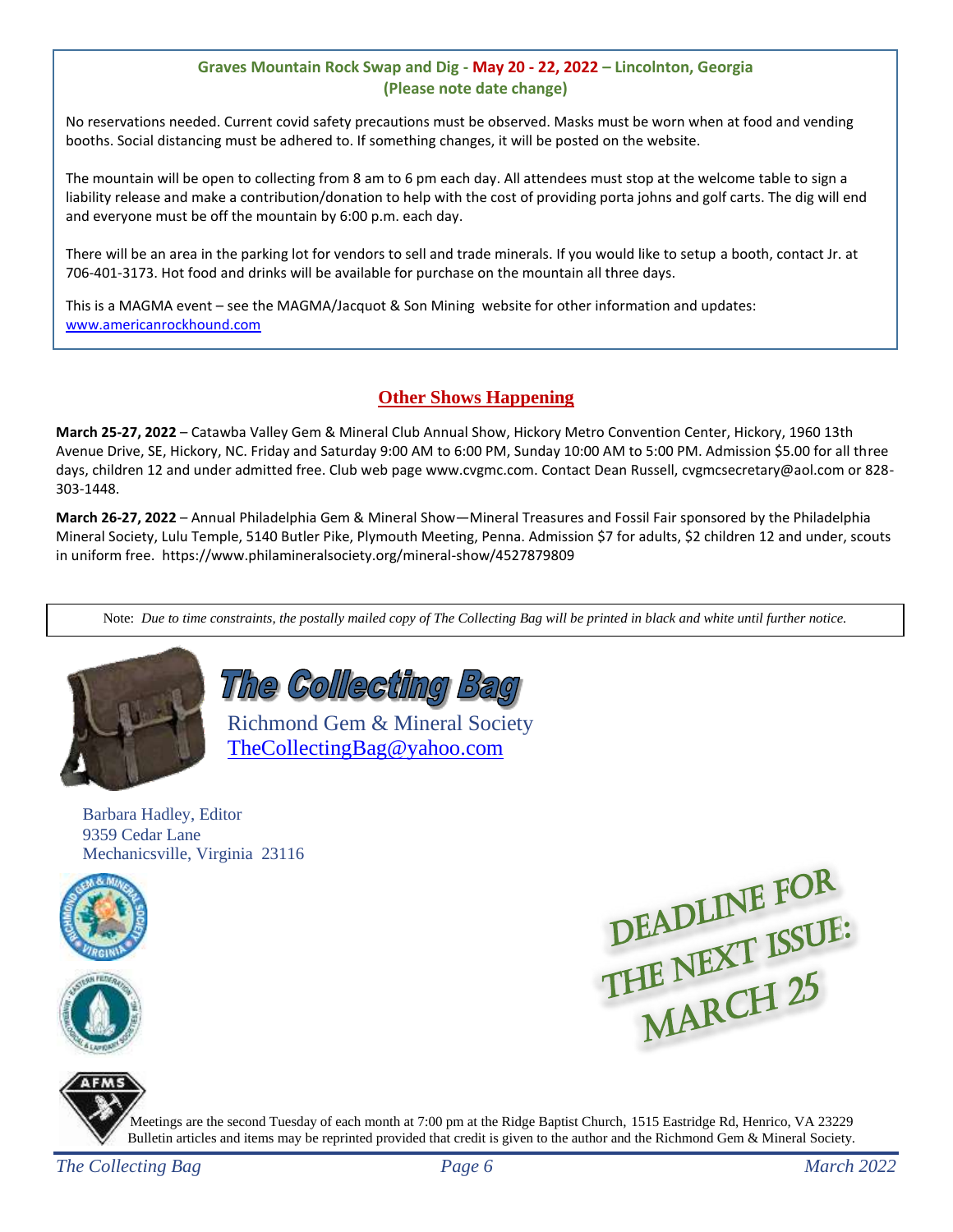**Graves Mountain Rock Swap and Dig - May 20 - 22, 2022 – Lincolnton, Georgia**
**(Please note date change)**

No reservations needed. Current covid safety precautions must be observed. Masks must be worn when at food and vending booths. Social distancing must be adhered to. If something changes, it will be posted on the website.

The mountain will be open to collecting from 8 am to 6 pm each day. All attendees must stop at the welcome table to sign a liability release and make a contribution/donation to help with the cost of providing porta johns and golf carts. The dig will end and everyone must be off the mountain by 6:00 p.m. each day.

There will be an area in the parking lot for vendors to sell and trade minerals. If you would like to setup a booth, contact Jr. at 706-401-3173. Hot food and drinks will be available for purchase on the mountain all three days.

This is a MAGMA event – see the MAGMA/Jacquot & Son Mining website for other information and updates: www.americanrockhound.com

## Other Shows Happening

**March 25-27, 2022** – Catawba Valley Gem & Mineral Club Annual Show, Hickory Metro Convention Center, Hickory, 1960 13th Avenue Drive, SE, Hickory, NC. Friday and Saturday 9:00 AM to 6:00 PM, Sunday 10:00 AM to 5:00 PM. Admission $5.00 for all three days, children 12 and under admitted free. Club web page www.cvgmc.com. Contact Dean Russell, cvgmcsecretary@aol.com or 828-303-1448.

**March 26-27, 2022** – Annual Philadelphia Gem & Mineral Show—Mineral Treasures and Fossil Fair sponsored by the Philadelphia Mineral Society, Lulu Temple, 5140 Butler Pike, Plymouth Meeting, Penna. Admission $7 for adults, $2 children 12 and under, scouts in uniform free. https://www.philamineralsociety.org/mineral-show/4527879809

Note: *Due to time constraints, the postally mailed copy of The Collecting Bag will be printed in black and white until further notice.*

# The Collecting Bag

Richmond Gem & Mineral Society
TheCollectingBag@yahoo.com

Barbara Hadley, Editor
9359 Cedar Lane
Mechanicsville, Virginia 23116

**DEADLINE FOR THE NEXT ISSUE: MARCH 25**

Meetings are the second Tuesday of each month at 7:00 pm at the Ridge Baptist Church, 1515 Eastridge Rd, Henrico, VA 23229
Bulletin articles and items may be reprinted provided that credit is given to the author and the Richmond Gem & Mineral Society.